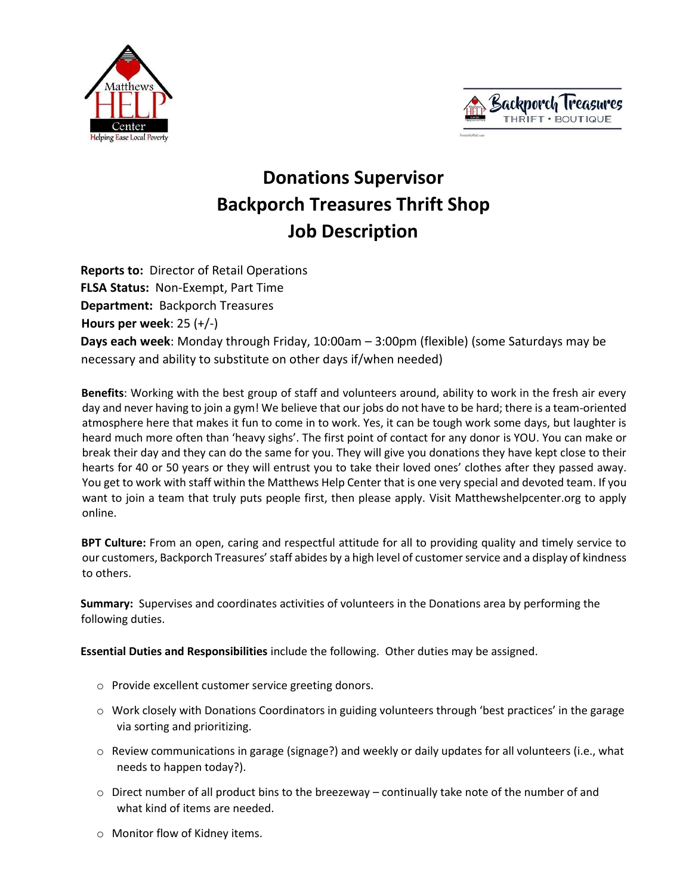# Donations Supervisor
# Backporch Treasures Thrift Shop
# Job Description

**Reports to:** Director of Retail Operations
**FLSA Status:** Non-Exempt, Part Time
**Department:** Backporch Treasures
**Hours per week**: 25 (+/-)
**Days each week**: Monday through Friday, 10:00am – 3:00pm (flexible) (some Saturdays may be necessary and ability to substitute on other days if/when needed)

**Benefits**: Working with the best group of staff and volunteers around, ability to work in the fresh air every day and never having to join a gym! We believe that our jobs do not have to be hard; there is a team-oriented atmosphere here that makes it fun to come in to work. Yes, it can be tough work some days, but laughter is heard much more often than 'heavy sighs'. The first point of contact for any donor is YOU. You can make or break their day and they can do the same for you. They will give you donations they have kept close to their hearts for 40 or 50 years or they will entrust you to take their loved ones' clothes after they passed away. You get to work with staff within the Matthews Help Center that is one very special and devoted team. If you want to join a team that truly puts people first, then please apply. Visit Matthewshelpcenter.org to apply online.

**BPT Culture:** From an open, caring and respectful attitude for all to providing quality and timely service to our customers, Backporch Treasures' staff abides by a high level of customer service and a display of kindness to others.

**Summary:** Supervises and coordinates activities of volunteers in the Donations area by performing the following duties.

**Essential Duties and Responsibilities** include the following. Other duties may be assigned.

- Provide excellent customer service greeting donors.
- Work closely with Donations Coordinators in guiding volunteers through 'best practices' in the garage via sorting and prioritizing.
- Review communications in garage (signage?) and weekly or daily updates for all volunteers (i.e., what needs to happen today?).
- Direct number of all product bins to the breezeway – continually take note of the number of and what kind of items are needed.
- Monitor flow of Kidney items.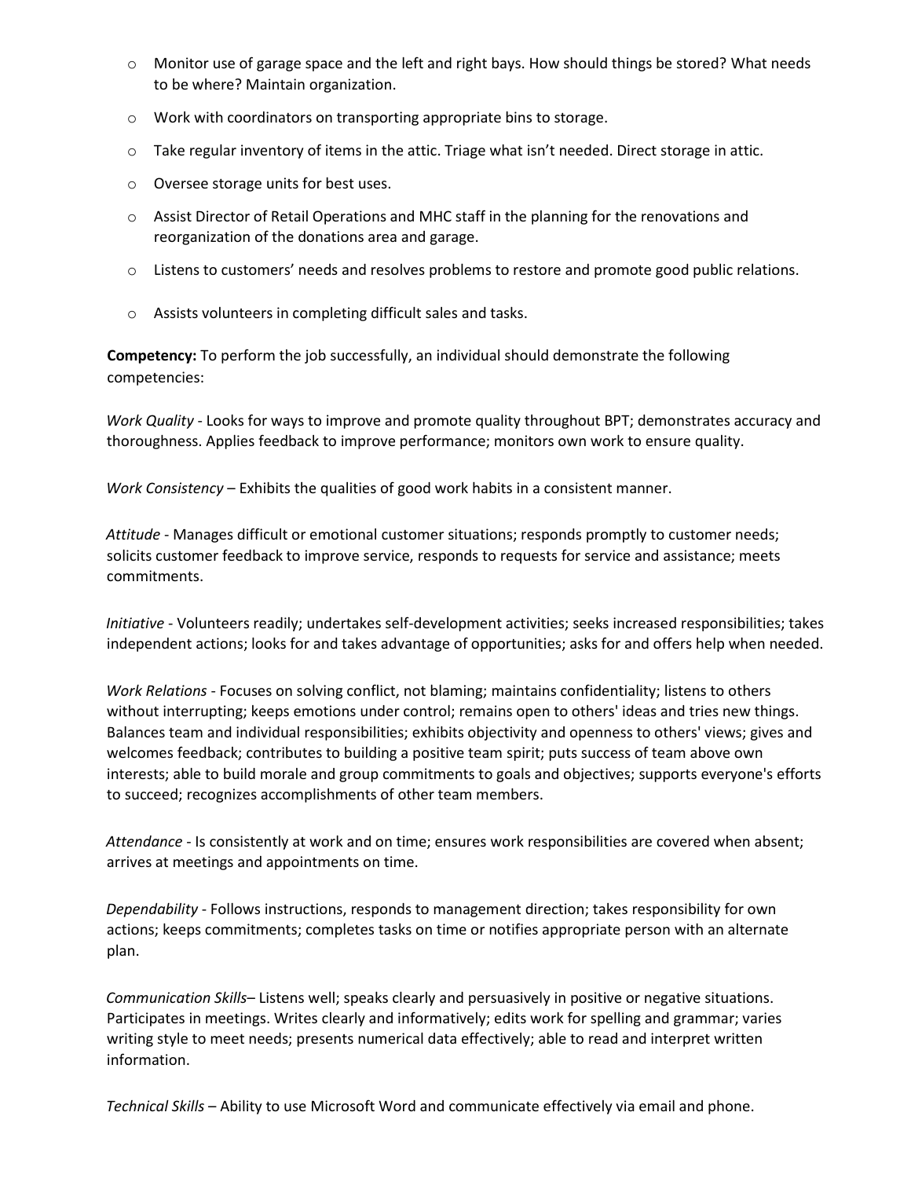- Monitor use of garage space and the left and right bays. How should things be stored? What needs to be where? Maintain organization.
- Work with coordinators on transporting appropriate bins to storage.
- Take regular inventory of items in the attic. Triage what isn't needed. Direct storage in attic.
- Oversee storage units for best uses.
- Assist Director of Retail Operations and MHC staff in the planning for the renovations and reorganization of the donations area and garage.
- Listens to customers' needs and resolves problems to restore and promote good public relations.
- Assists volunteers in completing difficult sales and tasks.

**Competency:** To perform the job successfully, an individual should demonstrate the following competencies:

*Work Quality* - Looks for ways to improve and promote quality throughout BPT; demonstrates accuracy and thoroughness. Applies feedback to improve performance; monitors own work to ensure quality.

*Work Consistency* – Exhibits the qualities of good work habits in a consistent manner.

*Attitude* - Manages difficult or emotional customer situations; responds promptly to customer needs; solicits customer feedback to improve service, responds to requests for service and assistance; meets commitments.

*Initiative* - Volunteers readily; undertakes self-development activities; seeks increased responsibilities; takes independent actions; looks for and takes advantage of opportunities; asks for and offers help when needed.

*Work Relations* - Focuses on solving conflict, not blaming; maintains confidentiality; listens to others without interrupting; keeps emotions under control; remains open to others' ideas and tries new things. Balances team and individual responsibilities; exhibits objectivity and openness to others' views; gives and welcomes feedback; contributes to building a positive team spirit; puts success of team above own interests; able to build morale and group commitments to goals and objectives; supports everyone's efforts to succeed; recognizes accomplishments of other team members.

*Attendance* - Is consistently at work and on time; ensures work responsibilities are covered when absent; arrives at meetings and appointments on time.

*Dependability* - Follows instructions, responds to management direction; takes responsibility for own actions; keeps commitments; completes tasks on time or notifies appropriate person with an alternate plan.

*Communication Skills*– Listens well; speaks clearly and persuasively in positive or negative situations. Participates in meetings. Writes clearly and informatively; edits work for spelling and grammar; varies writing style to meet needs; presents numerical data effectively; able to read and interpret written information.

*Technical Skills* – Ability to use Microsoft Word and communicate effectively via email and phone.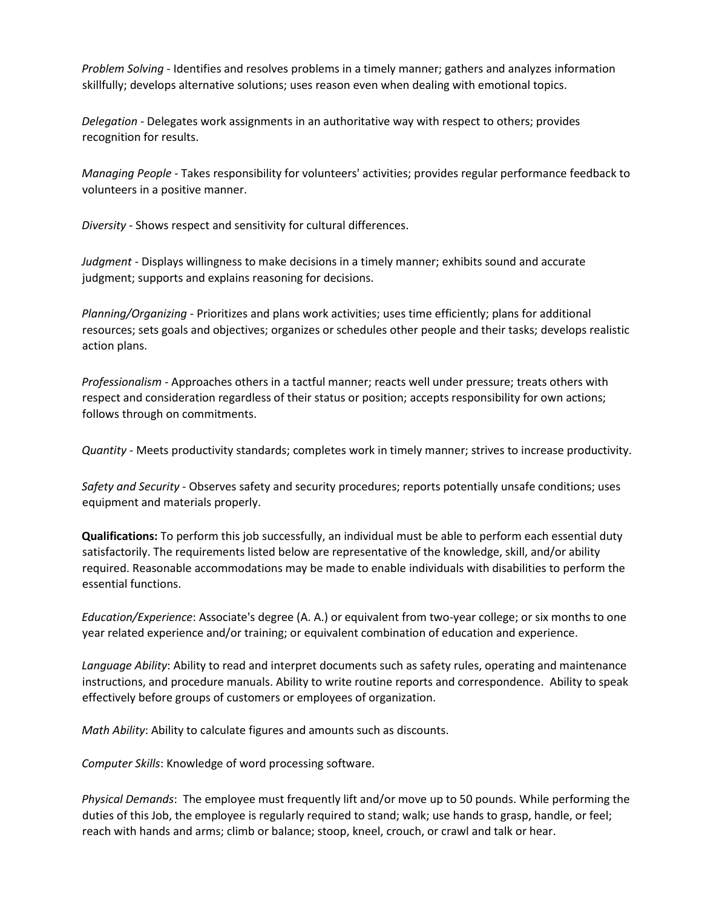*Problem Solving* - Identifies and resolves problems in a timely manner; gathers and analyzes information skillfully; develops alternative solutions; uses reason even when dealing with emotional topics.

*Delegation* - Delegates work assignments in an authoritative way with respect to others; provides recognition for results.

*Managing People* - Takes responsibility for volunteers' activities; provides regular performance feedback to volunteers in a positive manner.

*Diversity* - Shows respect and sensitivity for cultural differences.

*Judgment* - Displays willingness to make decisions in a timely manner; exhibits sound and accurate judgment; supports and explains reasoning for decisions.

*Planning/Organizing* - Prioritizes and plans work activities; uses time efficiently; plans for additional resources; sets goals and objectives; organizes or schedules other people and their tasks; develops realistic action plans.

*Professionalism* - Approaches others in a tactful manner; reacts well under pressure; treats others with respect and consideration regardless of their status or position; accepts responsibility for own actions; follows through on commitments.

*Quantity* - Meets productivity standards; completes work in timely manner; strives to increase productivity.

*Safety and Security* - Observes safety and security procedures; reports potentially unsafe conditions; uses equipment and materials properly.

**Qualifications:** To perform this job successfully, an individual must be able to perform each essential duty satisfactorily. The requirements listed below are representative of the knowledge, skill, and/or ability required. Reasonable accommodations may be made to enable individuals with disabilities to perform the essential functions.

*Education/Experience*: Associate's degree (A. A.) or equivalent from two-year college; or six months to one year related experience and/or training; or equivalent combination of education and experience.

*Language Ability*: Ability to read and interpret documents such as safety rules, operating and maintenance instructions, and procedure manuals. Ability to write routine reports and correspondence. Ability to speak effectively before groups of customers or employees of organization.

*Math Ability*: Ability to calculate figures and amounts such as discounts.

*Computer Skills*: Knowledge of word processing software.

*Physical Demands*: The employee must frequently lift and/or move up to 50 pounds. While performing the duties of this Job, the employee is regularly required to stand; walk; use hands to grasp, handle, or feel; reach with hands and arms; climb or balance; stoop, kneel, crouch, or crawl and talk or hear.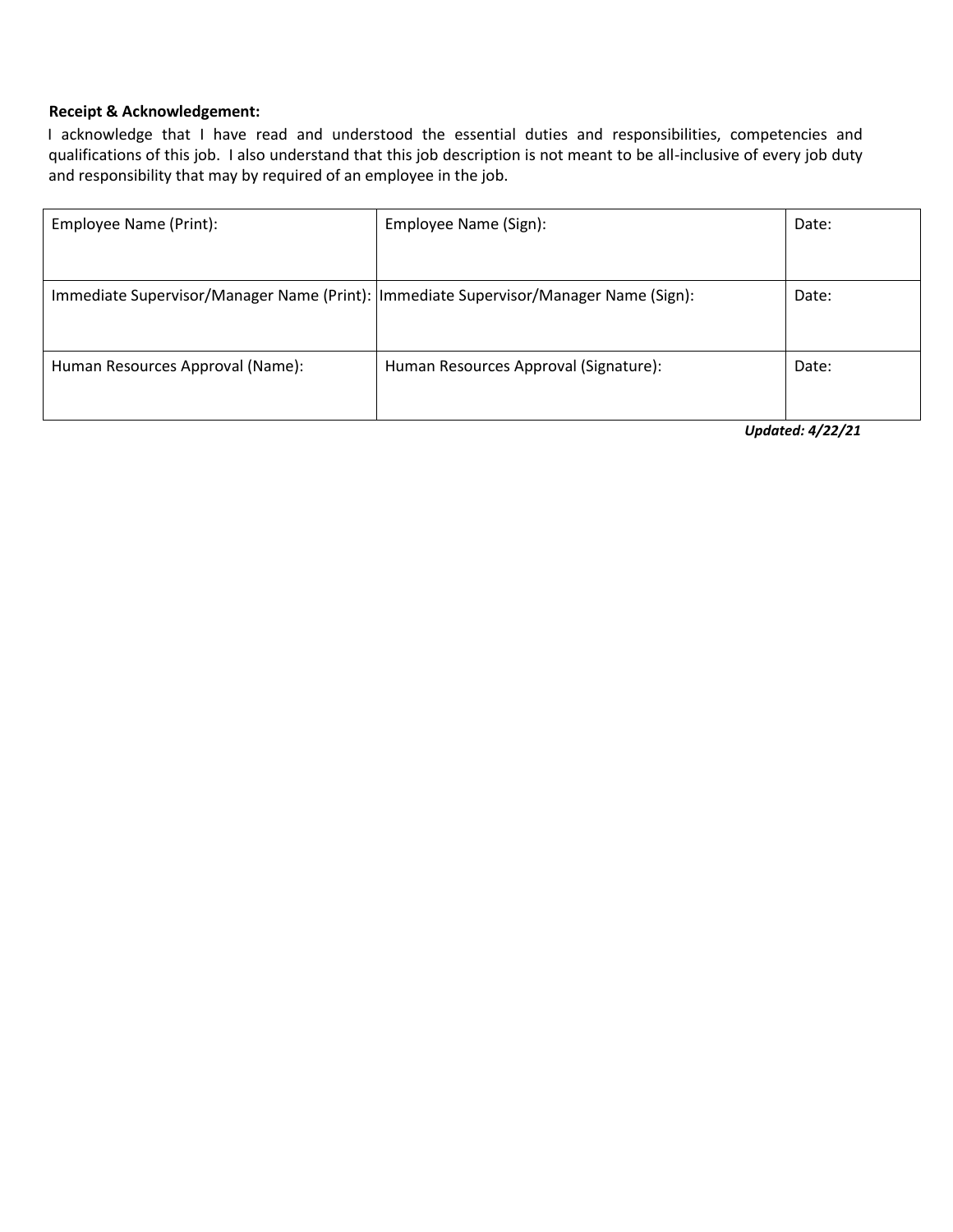**Receipt & Acknowledgement:**

I acknowledge that I have read and understood the essential duties and responsibilities, competencies and qualifications of this job. I also understand that this job description is not meant to be all-inclusive of every job duty and responsibility that may by required of an employee in the job.

| | | |
|---|---|---|
| Employee Name (Print): | Employee Name (Sign): | Date: |
| Immediate Supervisor/Manager Name (Print): | Immediate Supervisor/Manager Name (Sign): | Date: |
| Human Resources Approval (Name): | Human Resources Approval (Signature): | Date: |

***Updated: 4/22/21***